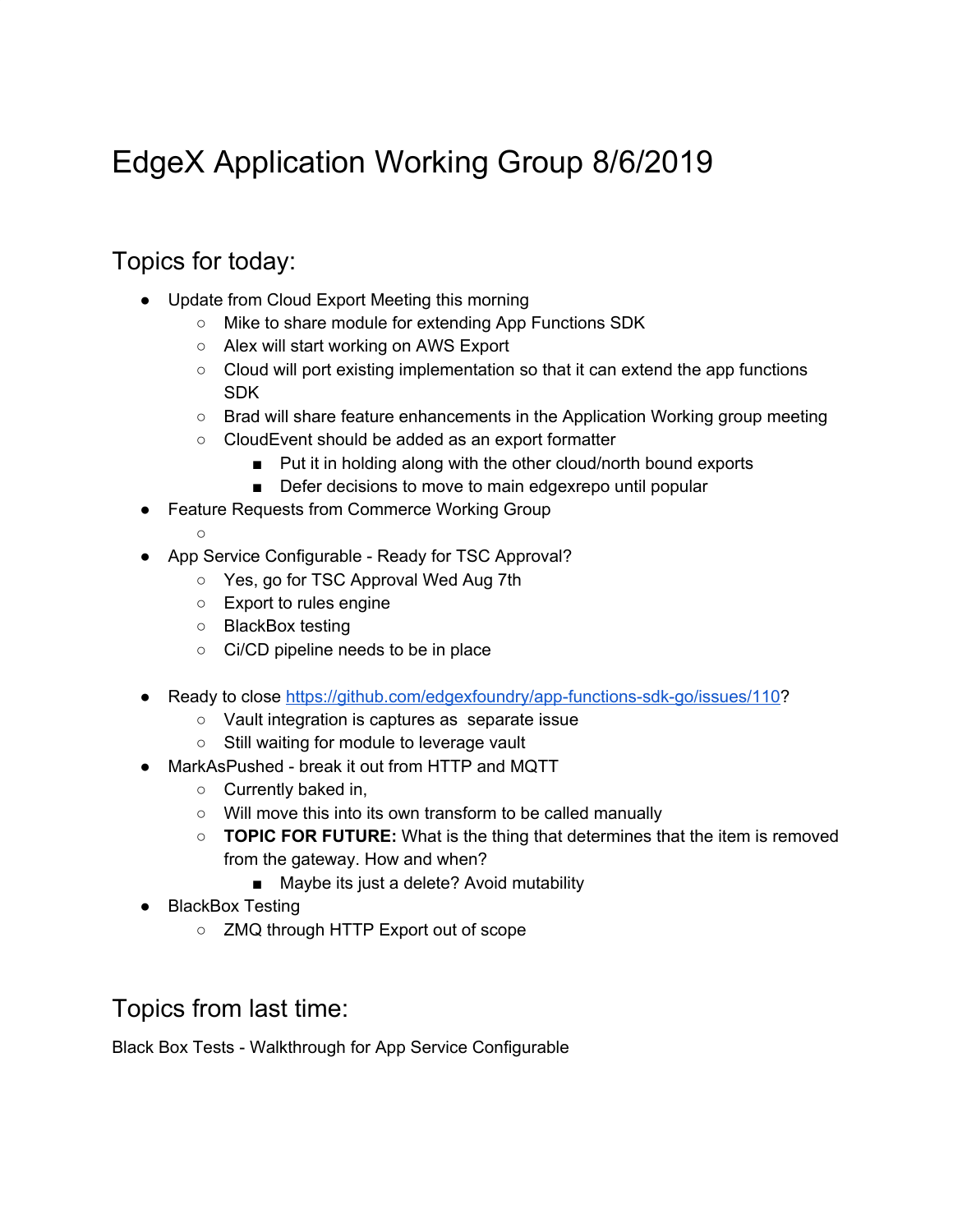# EdgeX Application Working Group 8/6/2019

## Topics for today:

- Update from Cloud Export Meeting this morning
  - Mike to share module for extending App Functions SDK
  - Alex will start working on AWS Export
  - Cloud will port existing implementation so that it can extend the app functions SDK
  - Brad will share feature enhancements in the Application Working group meeting
  - CloudEvent should be added as an export formatter
    - Put it in holding along with the other cloud/north bound exports
    - Defer decisions to move to main edgexrepo until popular
- Feature Requests from Commerce Working Group
  - 
- App Service Configurable - Ready for TSC Approval?
  - Yes, go for TSC Approval Wed Aug 7th
  - Export to rules engine
  - BlackBox testing
  - Ci/CD pipeline needs to be in place
- Ready to close https://github.com/edgexfoundry/app-functions-sdk-go/issues/110?
  - Vault integration is captures as separate issue
  - Still waiting for module to leverage vault
- MarkAsPushed - break it out from HTTP and MQTT
  - Currently baked in,
  - Will move this into its own transform to be called manually
  - **TOPIC FOR FUTURE:** What is the thing that determines that the item is removed from the gateway. How and when?
    - Maybe its just a delete? Avoid mutability
- BlackBox Testing
  - ZMQ through HTTP Export out of scope

## Topics from last time:

Black Box Tests - Walkthrough for App Service Configurable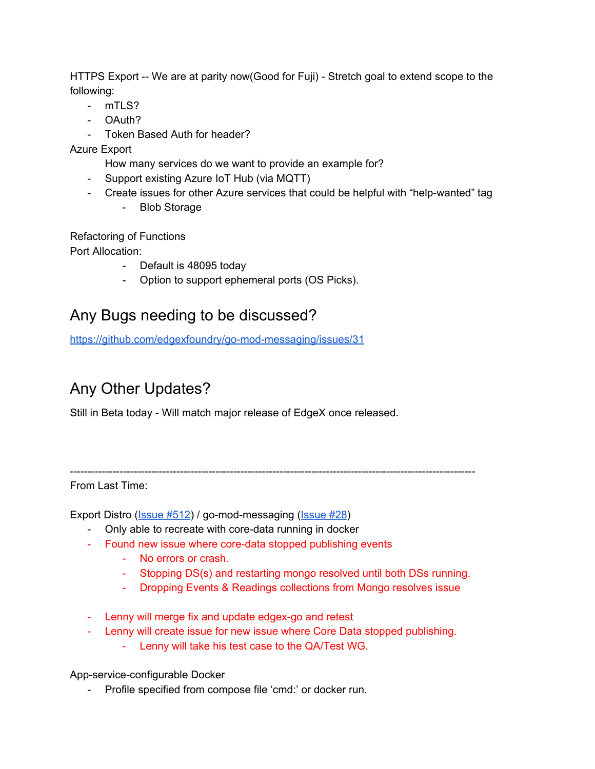HTTPS Export -- We are at parity now(Good for Fuji) - Stretch goal to extend scope to the following:

- mTLS?
- OAuth?
- Token Based Auth for header?

Azure Export

How many services do we want to provide an example for?

- Support existing Azure IoT Hub (via MQTT)
- Create issues for other Azure services that could be helpful with "help-wanted" tag
    - Blob Storage

Refactoring of Functions

Port Allocation:

- Default is 48095 today
- Option to support ephemeral ports (OS Picks).

## Any Bugs needing to be discussed?

[https://github.com/edgexfoundry/go-mod-messaging/issues/31](https://github.com/edgexfoundry/go-mod-messaging/issues/31)

## Any Other Updates?

Still in Beta today - Will match major release of EdgeX once released.

---

From Last Time:

Export Distro ([Issue #512]()) / go-mod-messaging ([Issue #28]())

- Only able to recreate with core-data running in docker
- Found new issue where core-data stopped publishing events
    - No errors or crash.
    - Stopping DS(s) and restarting mongo resolved until both DSs running.
    - Dropping Events & Readings collections from Mongo resolves issue

- Lenny will merge fix and update edgex-go and retest
- Lenny will create issue for new issue where Core Data stopped publishing.
    - Lenny will take his test case to the QA/Test WG.

App-service-configurable Docker

- Profile specified from compose file 'cmd:' or docker run.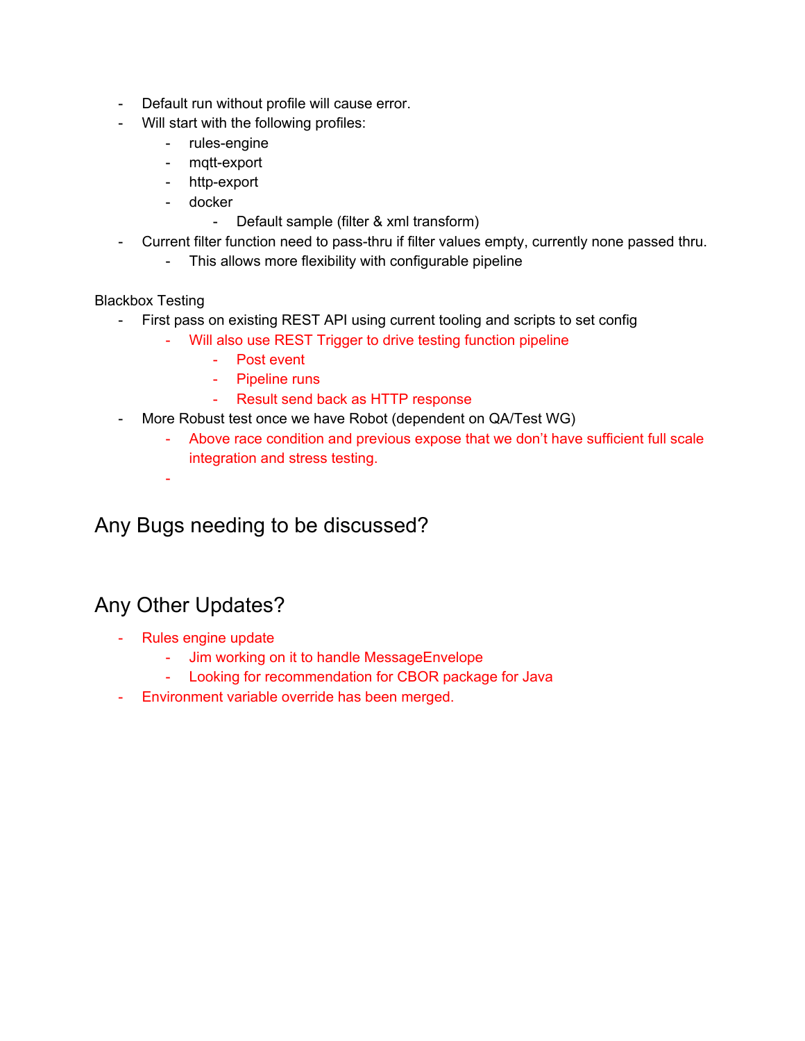- Default run without profile will cause error.
- Will start with the following profiles:
    - rules-engine
    - mqtt-export
    - http-export
    - docker
        - Default sample (filter & xml transform)
- Current filter function need to pass-thru if filter values empty, currently none passed thru.
    - This allows more flexibility with configurable pipeline

Blackbox Testing

- First pass on existing REST API using current tooling and scripts to set config
    - Will also use REST Trigger to drive testing function pipeline
        - Post event
        - Pipeline runs
        - Result send back as HTTP response
- More Robust test once we have Robot (dependent on QA/Test WG)
    - Above race condition and previous expose that we don't have sufficient full scale integration and stress testing.
    -

## Any Bugs needing to be discussed?

## Any Other Updates?

- Rules engine update
    - Jim working on it to handle MessageEnvelope
    - Looking for recommendation for CBOR package for Java
- Environment variable override has been merged.